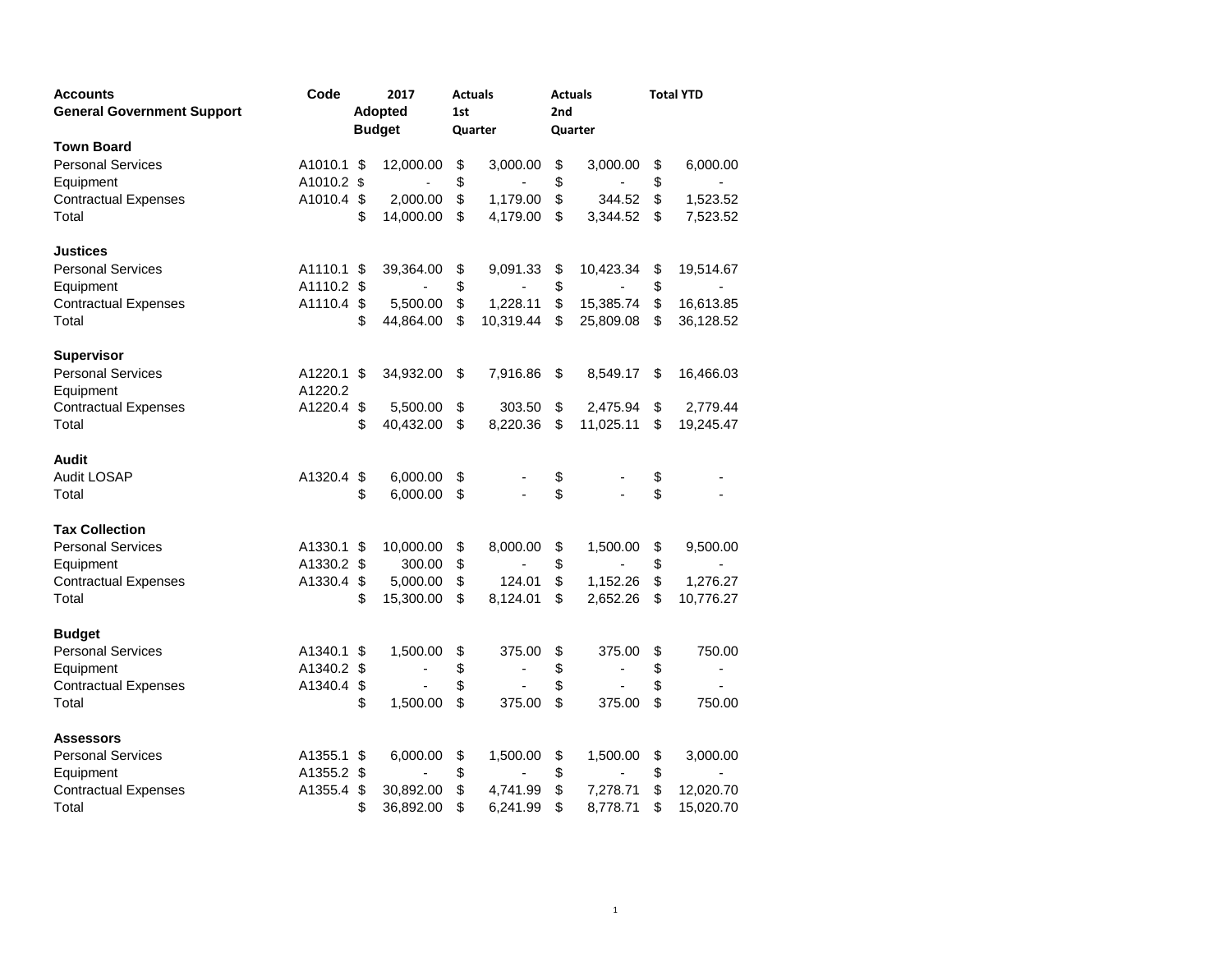| Accounts<br>General Government Support | Code | 2017<br>Adopted<br>Budget | Actuals<br>1st<br>Quarter | Actuals<br>2nd<br>Quarter | Total YTD |
|---|---|---|---|---|---|
| **Town Board** | | | | | |
| Personal Services | A1010.1 | $ 12,000.00 | $ 3,000.00 | $ 3,000.00 | $ 6,000.00 |
| Equipment | A1010.2 | $ - | $ - | $ - | $ - |
| Contractual Expenses | A1010.4 | $ 2,000.00 | $ 1,179.00 | $ 344.52 | $ 1,523.52 |
| Total | | $ 14,000.00 | $ 4,179.00 | $ 3,344.52 | $ 7,523.52 |
| | | | | | |
| **Justices** | | | | | |
| Personal Services | A1110.1 | $ 39,364.00 | $ 9,091.33 | $ 10,423.34 | $ 19,514.67 |
| Equipment | A1110.2 | $ - | $ - | $ - | $ - |
| Contractual Expenses | A1110.4 | $ 5,500.00 | $ 1,228.11 | $ 15,385.74 | $ 16,613.85 |
| Total | | $ 44,864.00 | $ 10,319.44 | $ 25,809.08 | $ 36,128.52 |
| | | | | | |
| **Supervisor** | | | | | |
| Personal Services | A1220.1 | $ 34,932.00 | $ 7,916.86 | $ 8,549.17 | $ 16,466.03 |
| Equipment | A1220.2 | | | | |
| Contractual Expenses | A1220.4 | $ 5,500.00 | $ 303.50 | $ 2,475.94 | $ 2,779.44 |
| Total | | $ 40,432.00 | $ 8,220.36 | $ 11,025.11 | $ 19,245.47 |
| | | | | | |
| **Audit** | | | | | |
| Audit LOSAP | A1320.4 | $ 6,000.00 | $ - | $ - | $ - |
| Total | | $ 6,000.00 | $ - | $ - | $ - |
| | | | | | |
| **Tax Collection** | | | | | |
| Personal Services | A1330.1 | $ 10,000.00 | $ 8,000.00 | $ 1,500.00 | $ 9,500.00 |
| Equipment | A1330.2 | $ 300.00 | $ - | $ - | $ - |
| Contractual Expenses | A1330.4 | $ 5,000.00 | $ 124.01 | $ 1,152.26 | $ 1,276.27 |
| Total | | $ 15,300.00 | $ 8,124.01 | $ 2,652.26 | $ 10,776.27 |
| | | | | | |
| **Budget** | | | | | |
| Personal Services | A1340.1 | $ 1,500.00 | $ 375.00 | $ 375.00 | $ 750.00 |
| Equipment | A1340.2 | $ - | $ - | $ - | $ - |
| Contractual Expenses | A1340.4 | $ - | $ - | $ - | $ - |
| Total | | $ 1,500.00 | $ 375.00 | $ 375.00 | $ 750.00 |
| | | | | | |
| **Assessors** | | | | | |
| Personal Services | A1355.1 | $ 6,000.00 | $ 1,500.00 | $ 1,500.00 | $ 3,000.00 |
| Equipment | A1355.2 | $ - | $ - | $ - | $ - |
| Contractual Expenses | A1355.4 | $ 30,892.00 | $ 4,741.99 | $ 7,278.71 | $ 12,020.70 |
| Total | | $ 36,892.00 | $ 6,241.99 | $ 8,778.71 | $ 15,020.70 |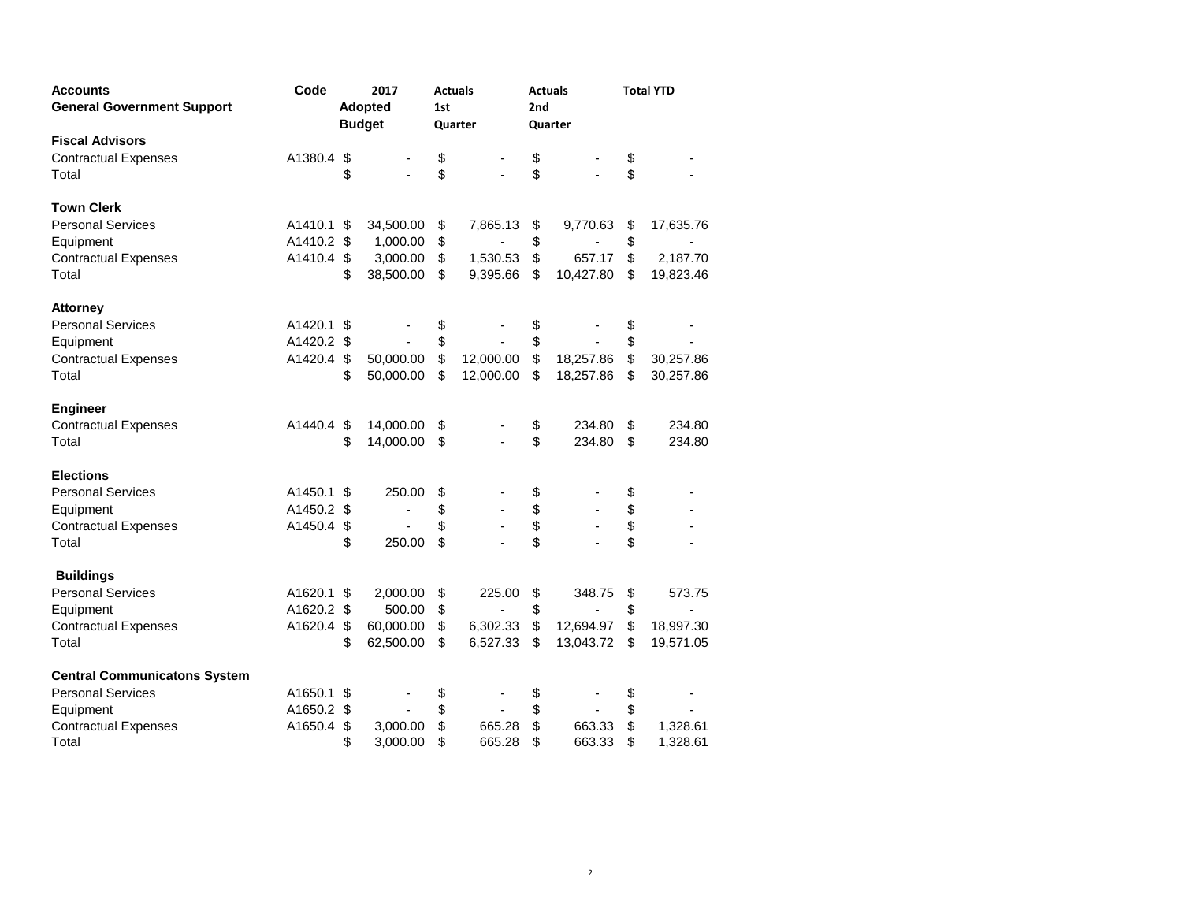| Accounts<br>General Government Support | Code | 2017 Adopted Budget | Actuals 1st Quarter | Actuals 2nd Quarter | Total YTD |
|---|---|---|---|---|---|
| **Fiscal Advisors** | | | | | |
| Contractual Expenses | A1380.4 | $ - | $ - | $ - | $ - |
| Total | | $ - | $ - | $ - | $ - |
| | | | | | |
| **Town Clerk** | | | | | |
| Personal Services | A1410.1 | $ 34,500.00 | $ 7,865.13 | $ 9,770.63 | $ 17,635.76 |
| Equipment | A1410.2 | $ 1,000.00 | $ - | $ - | $ - |
| Contractual Expenses | A1410.4 | $ 3,000.00 | $ 1,530.53 | $ 657.17 | $ 2,187.70 |
| Total | | $ 38,500.00 | $ 9,395.66 | $ 10,427.80 | $ 19,823.46 |
| | | | | | |
| **Attorney** | | | | | |
| Personal Services | A1420.1 | $ - | $ - | $ - | $ - |
| Equipment | A1420.2 | $ - | $ - | $ - | $ - |
| Contractual Expenses | A1420.4 | $ 50,000.00 | $ 12,000.00 | $ 18,257.86 | $ 30,257.86 |
| Total | | $ 50,000.00 | $ 12,000.00 | $ 18,257.86 | $ 30,257.86 |
| | | | | | |
| **Engineer** | | | | | |
| Contractual Expenses | A1440.4 | $ 14,000.00 | $ - | $ 234.80 | $ 234.80 |
| Total | | $ 14,000.00 | $ - | $ 234.80 | $ 234.80 |
| | | | | | |
| **Elections** | | | | | |
| Personal Services | A1450.1 | $ 250.00 | $ - | $ - | $ - |
| Equipment | A1450.2 | $ - | $ - | $ - | $ - |
| Contractual Expenses | A1450.4 | $ - | $ - | $ - | $ - |
| Total | | $ 250.00 | $ - | $ - | $ - |
| | | | | | |
| **Buildings** | | | | | |
| Personal Services | A1620.1 | $ 2,000.00 | $ 225.00 | $ 348.75 | $ 573.75 |
| Equipment | A1620.2 | $ 500.00 | $ - | $ - | $ - |
| Contractual Expenses | A1620.4 | $ 60,000.00 | $ 6,302.33 | $ 12,694.97 | $ 18,997.30 |
| Total | | $ 62,500.00 | $ 6,527.33 | $ 13,043.72 | $ 19,571.05 |
| | | | | | |
| **Central Communicatons System** | | | | | |
| Personal Services | A1650.1 | $ - | $ - | $ - | $ - |
| Equipment | A1650.2 | $ - | $ - | $ - | $ - |
| Contractual Expenses | A1650.4 | $ 3,000.00 | $ 665.28 | $ 663.33 | $ 1,328.61 |
| Total | | $ 3,000.00 | $ 665.28 | $ 663.33 | $ 1,328.61 |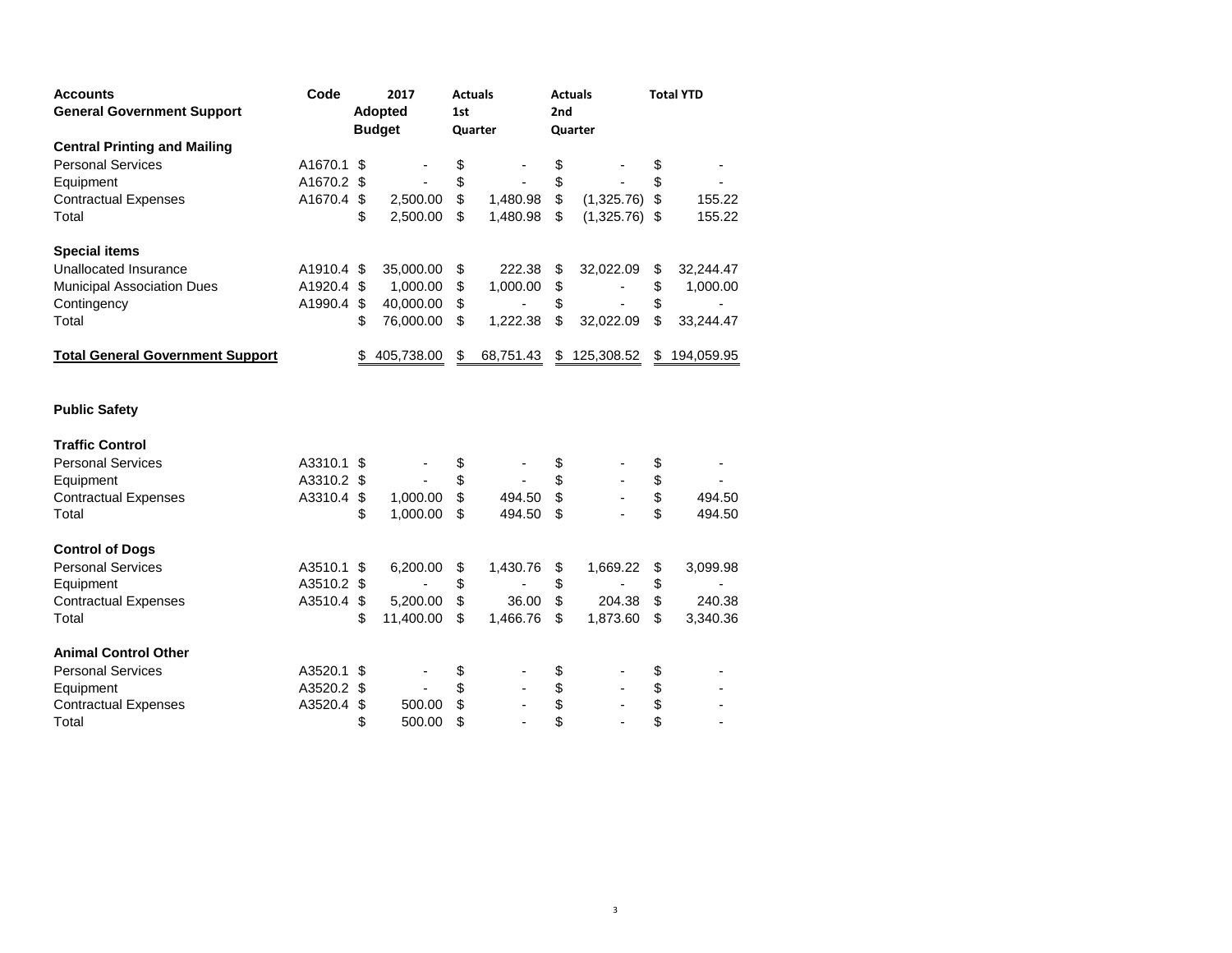| Accounts<br>General Government Support | Code | 2017<br>Adopted<br>Budget | Actuals<br>1st<br>Quarter | Actuals<br>2nd<br>Quarter | Total YTD |
|---|---|---|---|---|---|
| **Central Printing and Mailing** | | | | | |
| Personal Services | A1670.1 | $ - | $ - | $ - | $ - |
| Equipment | A1670.2 | $ - | $ - | $ - | $ - |
| Contractual Expenses | A1670.4 | $ 2,500.00 | $ 1,480.98 | $ (1,325.76) | $ 155.22 |
| Total | | $ 2,500.00 | $ 1,480.98 | $ (1,325.76) | $ 155.22 |
| | | | | | |
| **Special items** | | | | | |
| Unallocated Insurance | A1910.4 | $ 35,000.00 | $ 222.38 | $ 32,022.09 | $ 32,244.47 |
| Municipal Association Dues | A1920.4 | $ 1,000.00 | $ 1,000.00 | $ - | $ 1,000.00 |
| Contingency | A1990.4 | $ 40,000.00 | $ - | $ - | $ - |
| Total | | $ 76,000.00 | $ 1,222.38 | $ 32,022.09 | $ 33,244.47 |
| | | | | | |
| **Total General Government Support** | | $ 405,738.00 | $ 68,751.43 | $ 125,308.52 | $ 194,059.95 |
| | | | | | |
| **Public Safety** | | | | | |
| | | | | | |
| **Traffic Control** | | | | | |
| Personal Services | A3310.1 | $ - | $ - | $ - | $ - |
| Equipment | A3310.2 | $ - | $ - | $ - | $ - |
| Contractual Expenses | A3310.4 | $ 1,000.00 | $ 494.50 | $ - | $ 494.50 |
| Total | | $ 1,000.00 | $ 494.50 | $ - | $ 494.50 |
| | | | | | |
| **Control of Dogs** | | | | | |
| Personal Services | A3510.1 | $ 6,200.00 | $ 1,430.76 | $ 1,669.22 | $ 3,099.98 |
| Equipment | A3510.2 | $ - | $ - | $ - | $ - |
| Contractual Expenses | A3510.4 | $ 5,200.00 | $ 36.00 | $ 204.38 | $ 240.38 |
| Total | | $ 11,400.00 | $ 1,466.76 | $ 1,873.60 | $ 3,340.36 |
| | | | | | |
| **Animal Control Other** | | | | | |
| Personal Services | A3520.1 | $ - | $ - | $ - | $ - |
| Equipment | A3520.2 | $ - | $ - | $ - | $ - |
| Contractual Expenses | A3520.4 | $ 500.00 | $ - | $ - | $ - |
| Total | | $ 500.00 | $ - | $ - | $ - |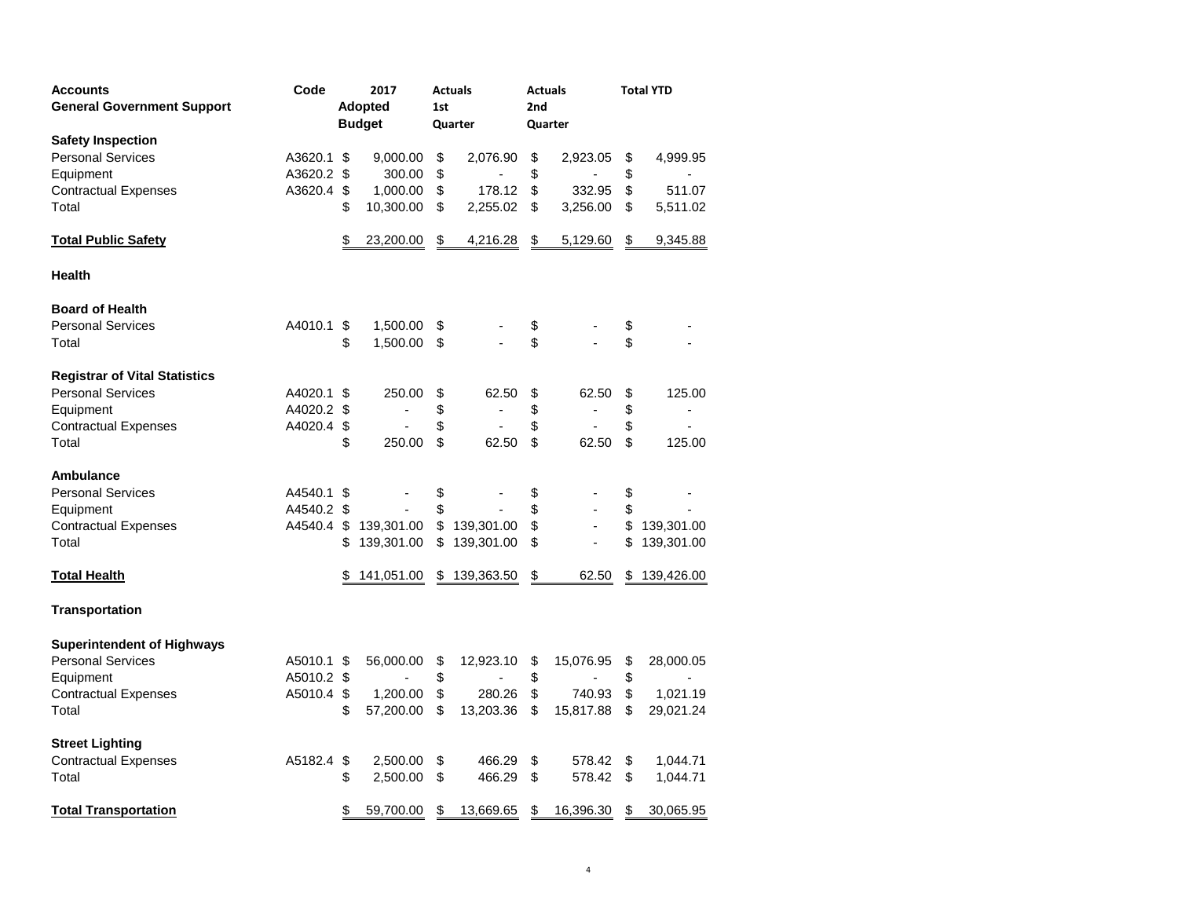| Accounts<br>General Government Support | Code | 2017 Adopted Budget | Actuals 1st Quarter | Actuals 2nd Quarter | Total YTD |
|---|---|---|---|---|---|
| **Safety Inspection** | | | | | |
| Personal Services | A3620.1 | $ 9,000.00 | $ 2,076.90 | $ 2,923.05 | $ 4,999.95 |
| Equipment | A3620.2 | $ 300.00 | $ - | $ - | $ - |
| Contractual Expenses | A3620.4 | $ 1,000.00 | $ 178.12 | $ 332.95 | $ 511.07 |
| Total | | $ 10,300.00 | $ 2,255.02 | $ 3,256.00 | $ 5,511.02 |
| **Total Public Safety** | | $ 23,200.00 | $ 4,216.28 | $ 5,129.60 | $ 9,345.88 |
| **Health** | | | | | |
| **Board of Health** | | | | | |
| Personal Services | A4010.1 | $ 1,500.00 | $ - | $ - | $ - |
| Total | | $ 1,500.00 | $ - | $ - | $ - |
| **Registrar of Vital Statistics** | | | | | |
| Personal Services | A4020.1 | $ 250.00 | $ 62.50 | $ 62.50 | $ 125.00 |
| Equipment | A4020.2 | $ - | $ - | $ - | $ - |
| Contractual Expenses | A4020.4 | $ - | $ - | $ - | $ - |
| Total | | $ 250.00 | $ 62.50 | $ 62.50 | $ 125.00 |
| **Ambulance** | | | | | |
| Personal Services | A4540.1 | $ - | $ - | $ - | $ - |
| Equipment | A4540.2 | $ - | $ - | $ - | $ - |
| Contractual Expenses | A4540.4 | $ 139,301.00 | $ 139,301.00 | $ - | $ 139,301.00 |
| Total | | $ 139,301.00 | $ 139,301.00 | $ - | $ 139,301.00 |
| **Total Health** | | $ 141,051.00 | $ 139,363.50 | $ 62.50 | $ 139,426.00 |
| **Transportation** | | | | | |
| **Superintendent of Highways** | | | | | |
| Personal Services | A5010.1 | $ 56,000.00 | $ 12,923.10 | $ 15,076.95 | $ 28,000.05 |
| Equipment | A5010.2 | $ - | $ - | $ - | $ - |
| Contractual Expenses | A5010.4 | $ 1,200.00 | $ 280.26 | $ 740.93 | $ 1,021.19 |
| Total | | $ 57,200.00 | $ 13,203.36 | $ 15,817.88 | $ 29,021.24 |
| **Street Lighting** | | | | | |
| Contractual Expenses | A5182.4 | $ 2,500.00 | $ 466.29 | $ 578.42 | $ 1,044.71 |
| Total | | $ 2,500.00 | $ 466.29 | $ 578.42 | $ 1,044.71 |
| **Total Transportation** | | $ 59,700.00 | $ 13,669.65 | $ 16,396.30 | $ 30,065.95 |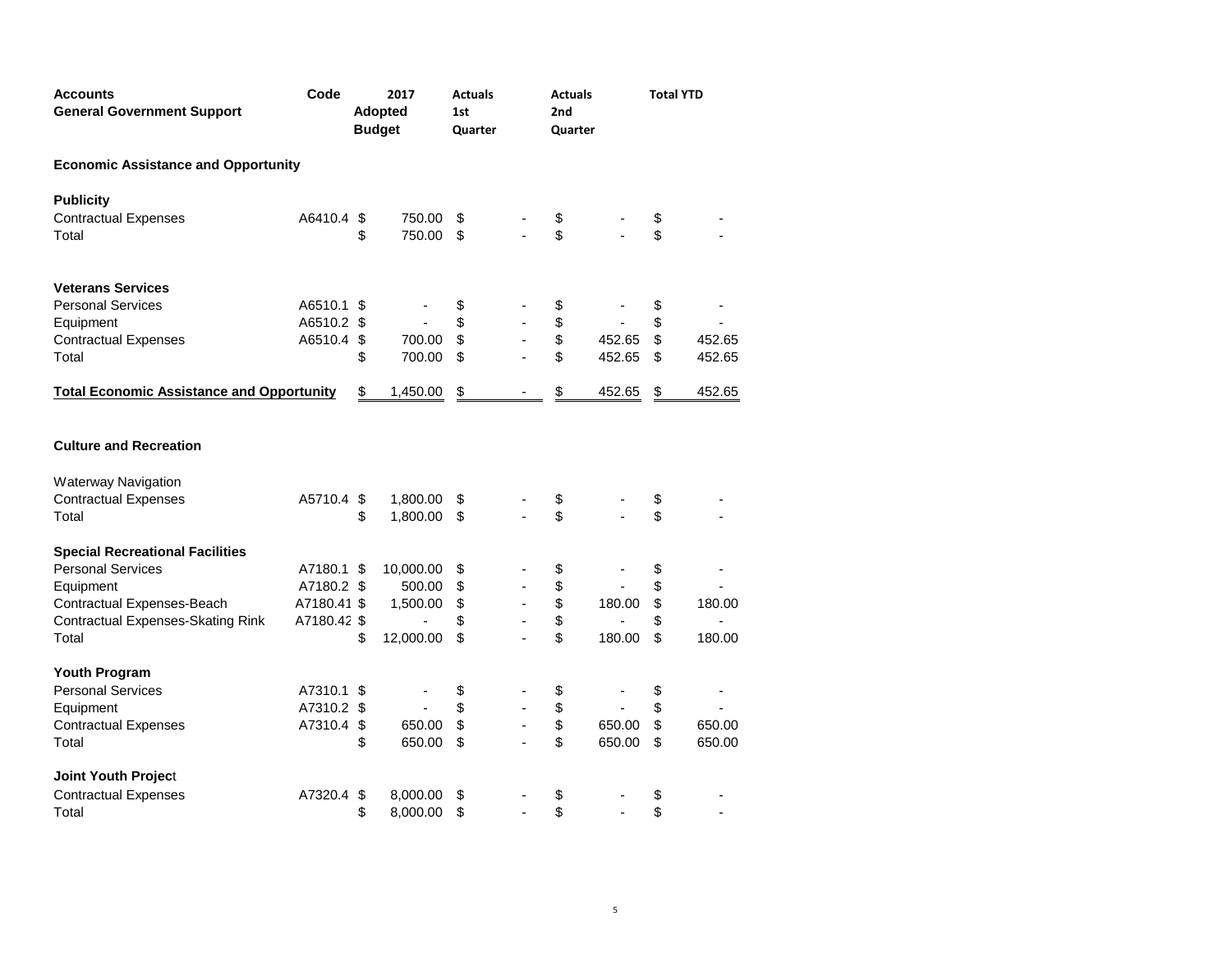| Accounts<br>General Government Support | Code | 2017 Adopted Budget | Actuals 1st Quarter | Actuals 2nd Quarter | Total YTD |
|---|---|---|---|---|---|
| **Economic Assistance and Opportunity** | | | | | |
| **Publicity** | | | | | |
| Contractual Expenses | A6410.4 | $ 750.00 | $ - | $ - | $ - |
| Total | | $ 750.00 | $ - | $ - | $ - |
| **Veterans Services** | | | | | |
| Personal Services | A6510.1 | $ - | $ - | $ - | $ - |
| Equipment | A6510.2 | $ - | $ - | $ - | $ - |
| Contractual Expenses | A6510.4 | $ 700.00 | $ - | $ 452.65 | $ 452.65 |
| Total | | $ 700.00 | $ - | $ 452.65 | $ 452.65 |
| **Total Economic Assistance and Opportunity** | | $ 1,450.00 | $ - | $ 452.65 | $ 452.65 |
| **Culture and Recreation** | | | | | |
| Waterway Navigation | | | | | |
| Contractual Expenses | A5710.4 | $ 1,800.00 | $ - | $ - | $ - |
| Total | | $ 1,800.00 | $ - | $ - | $ - |
| **Special Recreational Facilities** | | | | | |
| Personal Services | A7180.1 | $ 10,000.00 | $ - | $ - | $ - |
| Equipment | A7180.2 | $ 500.00 | $ - | $ - | $ - |
| Contractual Expenses-Beach | A7180.41 | $ 1,500.00 | $ - | $ 180.00 | $ 180.00 |
| Contractual Expenses-Skating Rink | A7180.42 | $ - | $ - | $ - | $ - |
| Total | | $ 12,000.00 | $ - | $ 180.00 | $ 180.00 |
| **Youth Program** | | | | | |
| Personal Services | A7310.1 | $ - | $ - | $ - | $ - |
| Equipment | A7310.2 | $ - | $ - | $ - | $ - |
| Contractual Expenses | A7310.4 | $ 650.00 | $ - | $ 650.00 | $ 650.00 |
| Total | | $ 650.00 | $ - | $ 650.00 | $ 650.00 |
| **Joint Youth Project** | | | | | |
| Contractual Expenses | A7320.4 | $ 8,000.00 | $ - | $ - | $ - |
| Total | | $ 8,000.00 | $ - | $ - | $ - |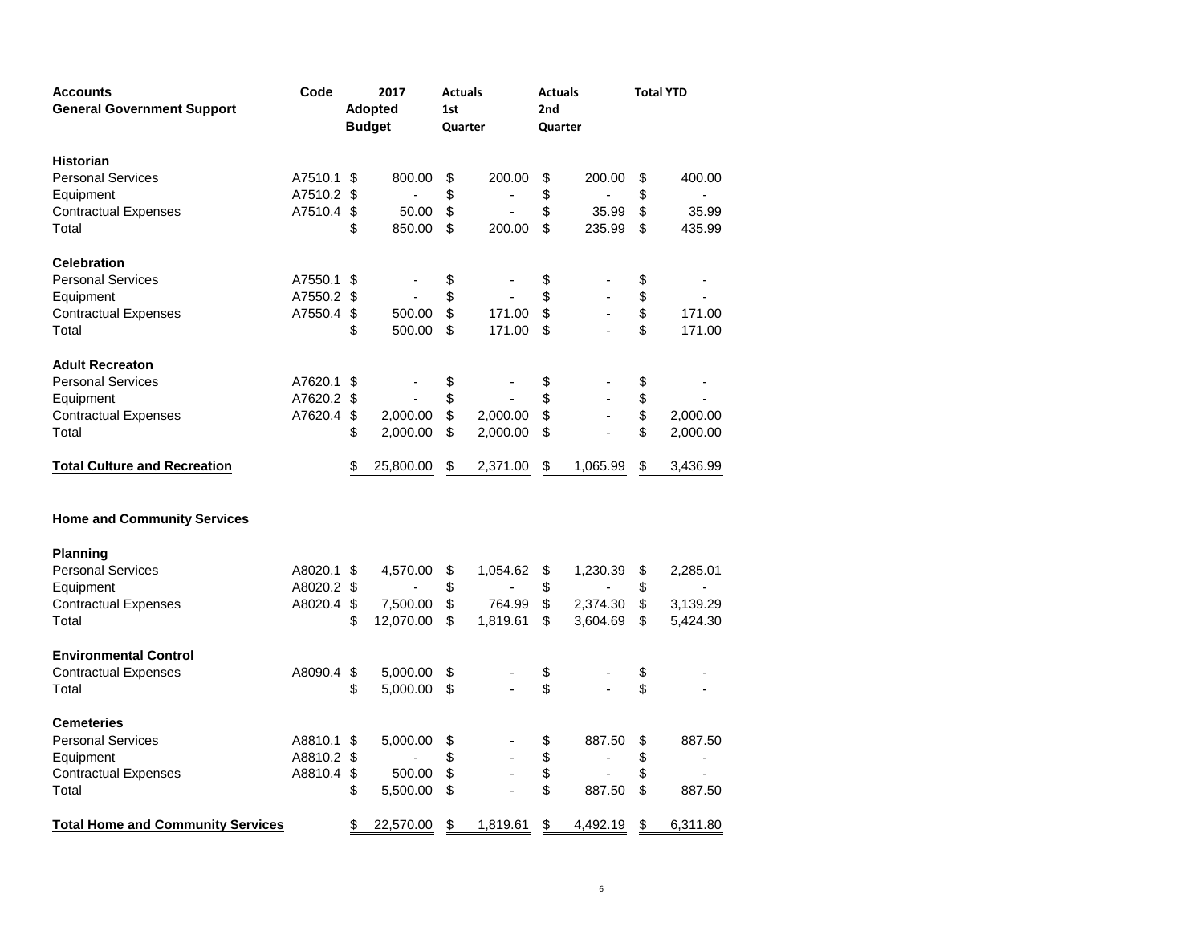| Accounts<br>General Government Support | Code | 2017<br>Adopted<br>Budget | Actuals<br>1st<br>Quarter | Actuals<br>2nd<br>Quarter | Total YTD |
|---|---|---|---|---|---|
| **Historian** | | | | | |
| Personal Services | A7510.1 | $ 800.00 | $ 200.00 | $ 200.00 | $ 400.00 |
| Equipment | A7510.2 | $ - | $ - | $ - | $ - |
| Contractual Expenses | A7510.4 | $ 50.00 | $ - | $ 35.99 | $ 35.99 |
| Total | | $ 850.00 | $ 200.00 | $ 235.99 | $ 435.99 |
| **Celebration** | | | | | |
| Personal Services | A7550.1 | $ - | $ - | $ - | $ - |
| Equipment | A7550.2 | $ - | $ - | $ - | $ - |
| Contractual Expenses | A7550.4 | $ 500.00 | $ 171.00 | $ - | $ 171.00 |
| Total | | $ 500.00 | $ 171.00 | $ - | $ 171.00 |
| **Adult Recreaton** | | | | | |
| Personal Services | A7620.1 | $ - | $ - | $ - | $ - |
| Equipment | A7620.2 | $ - | $ - | $ - | $ - |
| Contractual Expenses | A7620.4 | $ 2,000.00 | $ 2,000.00 | $ - | $ 2,000.00 |
| Total | | $ 2,000.00 | $ 2,000.00 | $ - | $ 2,000.00 |
| **Total Culture and Recreation** | | $ 25,800.00 | $ 2,371.00 | $ 1,065.99 | $ 3,436.99 |
| | | | | | |
| **Home and Community Services** | | | | | |
| **Planning** | | | | | |
| Personal Services | A8020.1 | $ 4,570.00 | $ 1,054.62 | $ 1,230.39 | $ 2,285.01 |
| Equipment | A8020.2 | $ - | $ - | $ - | $ - |
| Contractual Expenses | A8020.4 | $ 7,500.00 | $ 764.99 | $ 2,374.30 | $ 3,139.29 |
| Total | | $ 12,070.00 | $ 1,819.61 | $ 3,604.69 | $ 5,424.30 |
| **Environmental Control** | | | | | |
| Contractual Expenses | A8090.4 | $ 5,000.00 | $ - | $ - | $ - |
| Total | | $ 5,000.00 | $ - | $ - | $ - |
| **Cemeteries** | | | | | |
| Personal Services | A8810.1 | $ 5,000.00 | $ - | $ 887.50 | $ 887.50 |
| Equipment | A8810.2 | $ - | $ - | $ - | $ - |
| Contractual Expenses | A8810.4 | $ 500.00 | $ - | $ - | $ - |
| Total | | $ 5,500.00 | $ - | $ 887.50 | $ 887.50 |
| **Total Home and Community Services** | | $ 22,570.00 | $ 1,819.61 | $ 4,492.19 | $ 6,311.80 |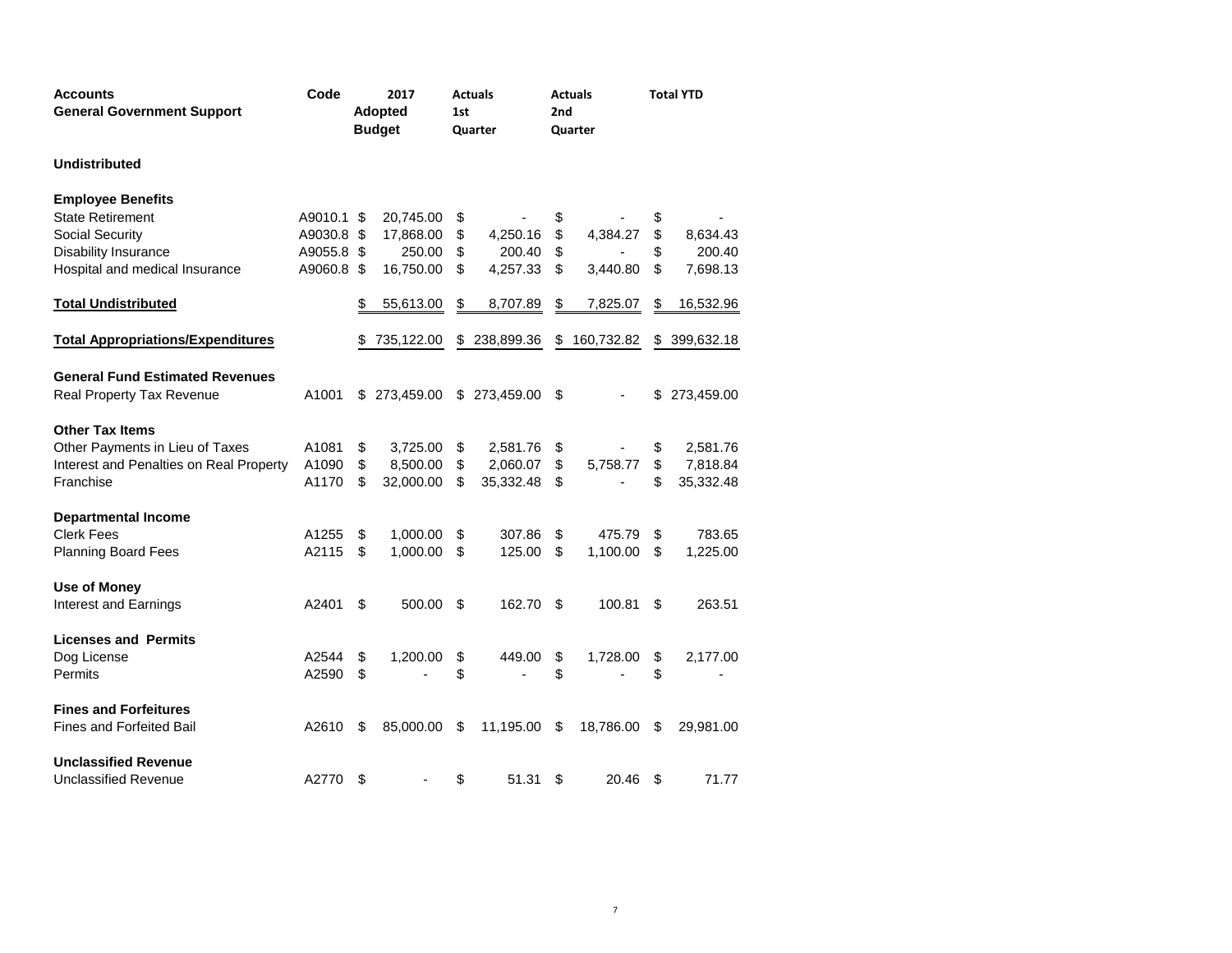| Accounts<br>General Government Support | Code | 2017<br>Adopted<br>Budget | Actuals<br>1st<br>Quarter | Actuals<br>2nd<br>Quarter | Total YTD |
|---|---|---|---|---|---|
| **Undistributed** | | | | | |
| **Employee Benefits** | | | | | |
| State Retirement | A9010.1 | $ 20,745.00 | $ - | $ - | $ - |
| Social Security | A9030.8 | $ 17,868.00 | $ 4,250.16 | $ 4,384.27 | $ 8,634.43 |
| Disability Insurance | A9055.8 | $ 250.00 | $ 200.40 | $ - | $ 200.40 |
| Hospital and medical Insurance | A9060.8 | $ 16,750.00 | $ 4,257.33 | $ 3,440.80 | $ 7,698.13 |
| **Total Undistributed** | | $ 55,613.00 | $ 8,707.89 | $ 7,825.07 | $ 16,532.96 |
| **Total Appropriations/Expenditures** | | $ 735,122.00 | $ 238,899.36 | $ 160,732.82 | $ 399,632.18 |
| **General Fund Estimated Revenues** | | | | | |
| Real Property Tax Revenue | A1001 | $ 273,459.00 | $ 273,459.00 | $ - | $ 273,459.00 |
| **Other Tax Items** | | | | | |
| Other Payments in Lieu of Taxes | A1081 | $ 3,725.00 | $ 2,581.76 | $ - | $ 2,581.76 |
| Interest and Penalties on Real Property | A1090 | $ 8,500.00 | $ 2,060.07 | $ 5,758.77 | $ 7,818.84 |
| Franchise | A1170 | $ 32,000.00 | $ 35,332.48 | $ - | $ 35,332.48 |
| **Departmental Income** | | | | | |
| Clerk Fees | A1255 | $ 1,000.00 | $ 307.86 | $ 475.79 | $ 783.65 |
| Planning Board Fees | A2115 | $ 1,000.00 | $ 125.00 | $ 1,100.00 | $ 1,225.00 |
| **Use of Money** | | | | | |
| Interest and Earnings | A2401 | $ 500.00 | $ 162.70 | $ 100.81 | $ 263.51 |
| **Licenses and Permits** | | | | | |
| Dog License | A2544 | $ 1,200.00 | $ 449.00 | $ 1,728.00 | $ 2,177.00 |
| Permits | A2590 | $ - | $ - | $ - | $ - |
| **Fines and Forfeitures** | | | | | |
| Fines and Forfeited Bail | A2610 | $ 85,000.00 | $ 11,195.00 | $ 18,786.00 | $ 29,981.00 |
| **Unclassified Revenue** | | | | | |
| Unclassified Revenue | A2770 | $ - | $ 51.31 | $ 20.46 | $ 71.77 |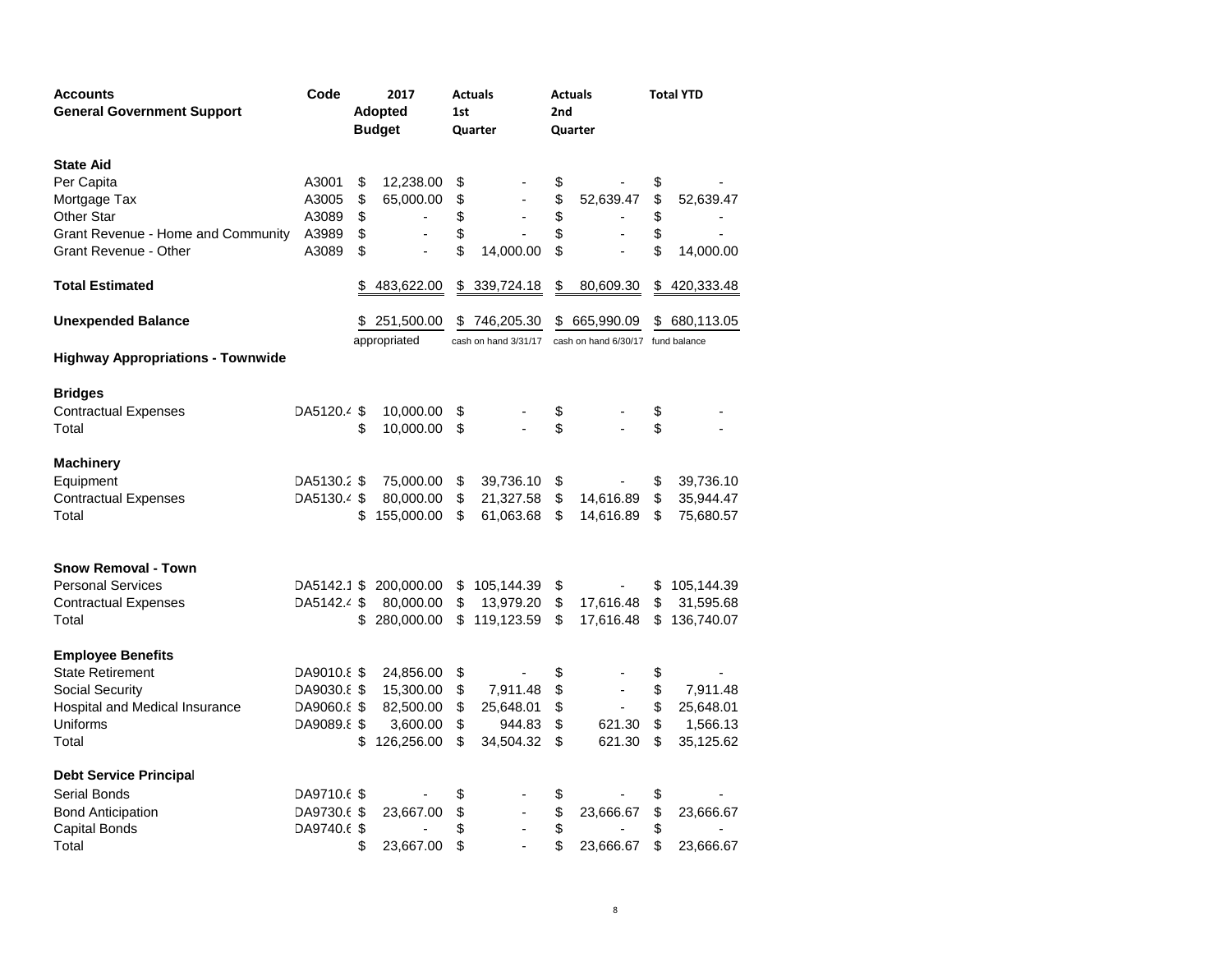| Accounts<br>General Government Support | Code | 2017<br>Adopted<br>Budget | Actuals<br>1st<br>Quarter | Actuals<br>2nd<br>Quarter | Total YTD |
|---|---|---|---|---|---|
| **State Aid** | | | | | |
| Per Capita | A3001 | $ 12,238.00 | $ - | $ - | $ - |
| Mortgage Tax | A3005 | $ 65,000.00 | $ - | $ 52,639.47 | $ 52,639.47 |
| Other Star | A3089 | $ - | $ - | $ - | $ - |
| Grant Revenue - Home and Community | A3989 | $ - | $ - | $ - | $ - |
| Grant Revenue - Other | A3089 | $ - | $ 14,000.00 | $ - | $ 14,000.00 |
| **Total Estimated** | | $ 483,622.00 | $ 339,724.18 | $ 80,609.30 | $ 420,333.48 |
| **Unexpended Balance** | | $ 251,500.00 | $ 746,205.30 | $ 665,990.09 | $ 680,113.05 |
| | | appropriated | cash on hand 3/31/17 | cash on hand 6/30/17 | fund balance |
| **Highway Appropriations - Townwide** | | | | | |
| **Bridges** | | | | | |
| Contractual Expenses | DA5120.4 | $ 10,000.00 | $ - | $ - | $ - |
| Total | | $ 10,000.00 | $ - | $ - | $ - |
| **Machinery** | | | | | |
| Equipment | DA5130.2 | $ 75,000.00 | $ 39,736.10 | $ - | $ 39,736.10 |
| Contractual Expenses | DA5130.4 | $ 80,000.00 | $ 21,327.58 | $ 14,616.89 | $ 35,944.47 |
| Total | | $ 155,000.00 | $ 61,063.68 | $ 14,616.89 | $ 75,680.57 |
| **Snow Removal - Town** | | | | | |
| Personal Services | DA5142.1 | $ 200,000.00 | $ 105,144.39 | $ - | $ 105,144.39 |
| Contractual Expenses | DA5142.4 | $ 80,000.00 | $ 13,979.20 | $ 17,616.48 | $ 31,595.68 |
| Total | | $ 280,000.00 | $ 119,123.59 | $ 17,616.48 | $ 136,740.07 |
| **Employee Benefits** | | | | | |
| State Retirement | DA9010.8 | $ 24,856.00 | $ - | $ - | $ - |
| Social Security | DA9030.8 | $ 15,300.00 | $ 7,911.48 | $ - | $ 7,911.48 |
| Hospital and Medical Insurance | DA9060.8 | $ 82,500.00 | $ 25,648.01 | $ - | $ 25,648.01 |
| Uniforms | DA9089.8 | $ 3,600.00 | $ 944.83 | $ 621.30 | $ 1,566.13 |
| Total | | $ 126,256.00 | $ 34,504.32 | $ 621.30 | $ 35,125.62 |
| **Debt Service Principal** | | | | | |
| Serial Bonds | DA9710.6 | $ - | $ - | $ - | $ - |
| Bond Anticipation | DA9730.6 | $ 23,667.00 | $ - | $ 23,666.67 | $ 23,666.67 |
| Capital Bonds | DA9740.6 | $ - | $ - | $ - | $ - |
| Total | | $ 23,667.00 | $ - | $ 23,666.67 | $ 23,666.67 |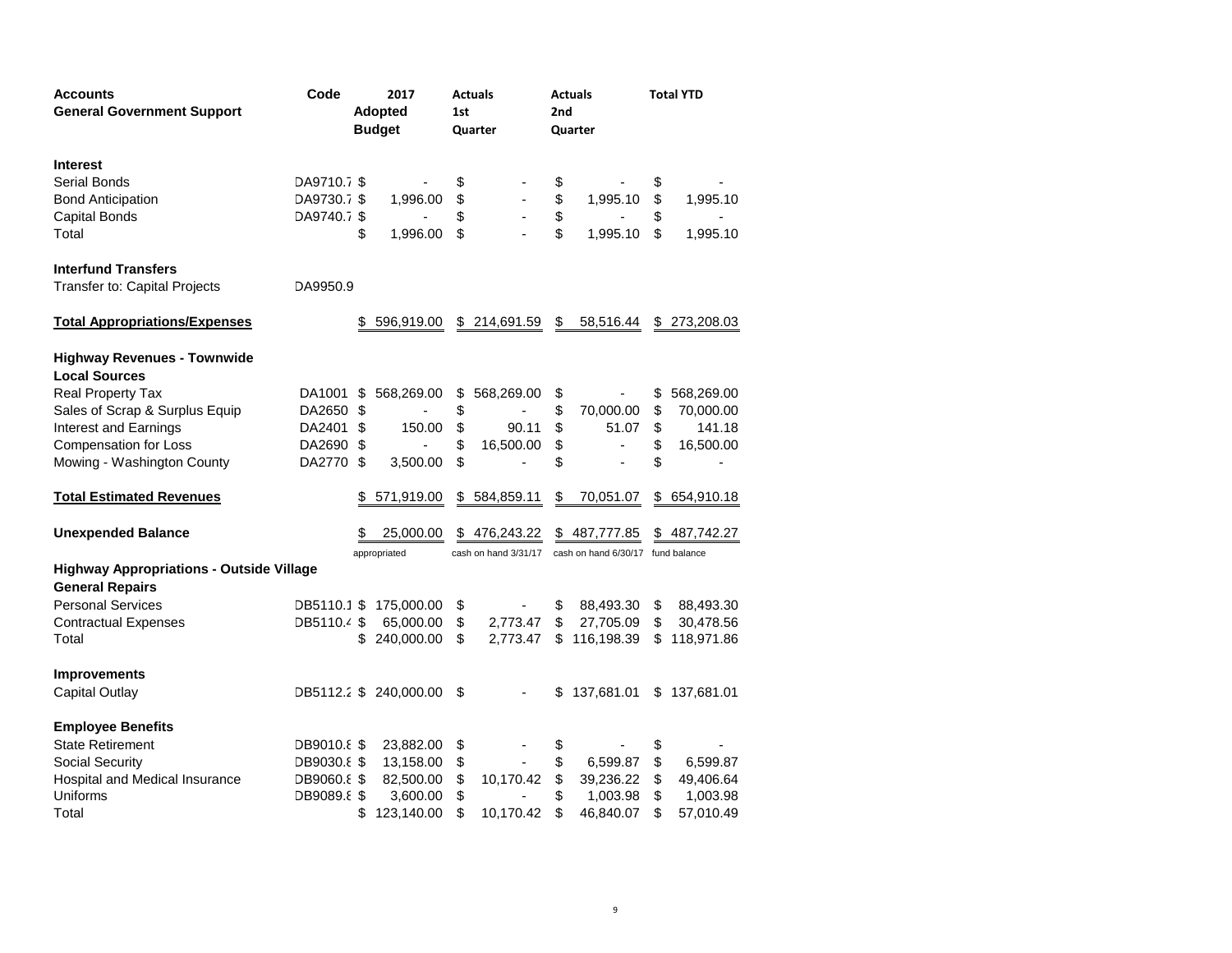| Accounts<br>General Government Support | Code | 2017 Adopted Budget | Actuals 1st Quarter | Actuals 2nd Quarter | Total YTD |
|---|---|---|---|---|---|
| **Interest** | | | | | |
| Serial Bonds | DA9710.7 | $ - | $ - | $ - | $ - |
| Bond Anticipation | DA9730.7 | $ 1,996.00 | $ - | $ 1,995.10 | $ 1,995.10 |
| Capital Bonds | DA9740.7 | $ - | $ - | $ - | $ - |
| Total | | $ 1,996.00 | $ - | $ 1,995.10 | $ 1,995.10 |
| **Interfund Transfers** | | | | | |
| Transfer to: Capital Projects | DA9950.9 | | | | |
| **Total Appropriations/Expenses** | | $ 596,919.00 | $ 214,691.59 | $ 58,516.44 | $ 273,208.03 |
| **Highway Revenues - Townwide** | | | | | |
| **Local Sources** | | | | | |
| Real Property Tax | DA1001 | $ 568,269.00 | $ 568,269.00 | $ - | $ 568,269.00 |
| Sales of Scrap & Surplus Equip | DA2650 | $ - | $ - | $ 70,000.00 | $ 70,000.00 |
| Interest and Earnings | DA2401 | $ 150.00 | $ 90.11 | $ 51.07 | $ 141.18 |
| Compensation for Loss | DA2690 | $ - | $ 16,500.00 | $ - | $ 16,500.00 |
| Mowing - Washington County | DA2770 | $ 3,500.00 | $ - | $ - | $ - |
| **Total Estimated Revenues** | | $ 571,919.00 | $ 584,859.11 | $ 70,051.07 | $ 654,910.18 |
| **Unexpended Balance** | | $ 25,000.00 | $ 476,243.22 | $ 487,777.85 | $ 487,742.27 |
| | | appropriated | cash on hand 3/31/17 | cash on hand 6/30/17 | fund balance |
| **Highway Appropriations - Outside Village** | | | | | |
| **General Repairs** | | | | | |
| Personal Services | DB5110.1 | $ 175,000.00 | $ - | $ 88,493.30 | $ 88,493.30 |
| Contractual Expenses | DB5110.4 | $ 65,000.00 | $ 2,773.47 | $ 27,705.09 | $ 30,478.56 |
| Total | | $ 240,000.00 | $ 2,773.47 | $ 116,198.39 | $ 118,971.86 |
| **Improvements** | | | | | |
| Capital Outlay | DB5112.2 | $ 240,000.00 | $ - | $ 137,681.01 | $ 137,681.01 |
| **Employee Benefits** | | | | | |
| State Retirement | DB9010.8 | $ 23,882.00 | $ - | $ - | $ - |
| Social Security | DB9030.8 | $ 13,158.00 | $ - | $ 6,599.87 | $ 6,599.87 |
| Hospital and Medical Insurance | DB9060.8 | $ 82,500.00 | $ 10,170.42 | $ 39,236.22 | $ 49,406.64 |
| Uniforms | DB9089.8 | $ 3,600.00 | $ - | $ 1,003.98 | $ 1,003.98 |
| Total | | $ 123,140.00 | $ 10,170.42 | $ 46,840.07 | $ 57,010.49 |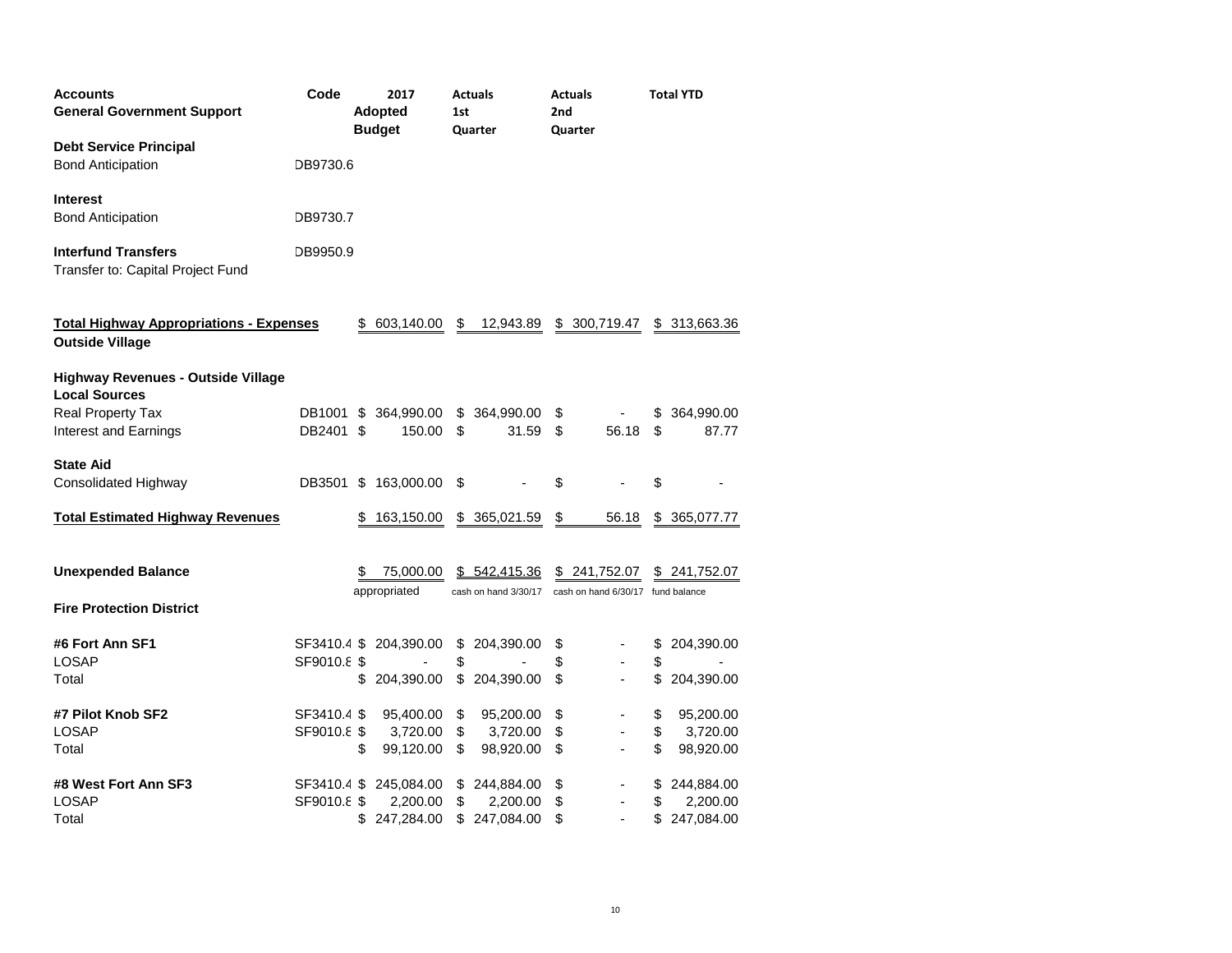| **Accounts**<br>**General Government Support** | **Code** | **2017 Adopted Budget** | **Actuals 1st Quarter** | **Actuals 2nd Quarter** | **Total YTD** |
|---|---|---|---|---|---|
| **Debt Service Principal** | | | | | |
| Bond Anticipation | DB9730.6 | | | | |
| **Interest** | | | | | |
| Bond Anticipation | DB9730.7 | | | | |
| **Interfund Transfers** | DB9950.9 | | | | |
| Transfer to: Capital Project Fund | | | | | |
| **Total Highway Appropriations - Expenses** | | $ 603,140.00 | $ 12,943.89 | $ 300,719.47 | $ 313,663.36 |
| **Outside Village** | | | | | |
| **Highway Revenues - Outside Village** | | | | | |
| **Local Sources** | | | | | |
| Real Property Tax | DB1001 | $ 364,990.00 | $ 364,990.00 | $ - | $ 364,990.00 |
| Interest and Earnings | DB2401 | $ 150.00 | $ 31.59 | $ 56.18 | $ 87.77 |
| **State Aid** | | | | | |
| Consolidated Highway | DB3501 | $ 163,000.00 | $ - | $ - | $ - |
| **Total Estimated Highway Revenues** | | $ 163,150.00 | $ 365,021.59 | $ 56.18 | $ 365,077.77 |
| **Unexpended Balance** | | $ 75,000.00 | $ 542,415.36 | $ 241,752.07 | $ 241,752.07 |
| | | appropriated | cash on hand 3/30/17 | cash on hand 6/30/17 | fund balance |
| **Fire Protection District** | | | | | |
| **#6 Fort Ann SF1** | SF3410.4 | $ 204,390.00 | $ 204,390.00 | $ - | $ 204,390.00 |
| LOSAP | SF9010.8 | $ - | $ - | $ - | $ - |
| Total | | $ 204,390.00 | $ 204,390.00 | $ - | $ 204,390.00 |
| **#7 Pilot Knob SF2** | SF3410.4 | $ 95,400.00 | $ 95,200.00 | $ - | $ 95,200.00 |
| LOSAP | SF9010.8 | $ 3,720.00 | $ 3,720.00 | $ - | $ 3,720.00 |
| Total | | $ 99,120.00 | $ 98,920.00 | $ - | $ 98,920.00 |
| **#8 West Fort Ann SF3** | SF3410.4 | $ 245,084.00 | $ 244,884.00 | $ - | $ 244,884.00 |
| LOSAP | SF9010.8 | $ 2,200.00 | $ 2,200.00 | $ - | $ 2,200.00 |
| Total | | $ 247,284.00 | $ 247,084.00 | $ - | $ 247,084.00 |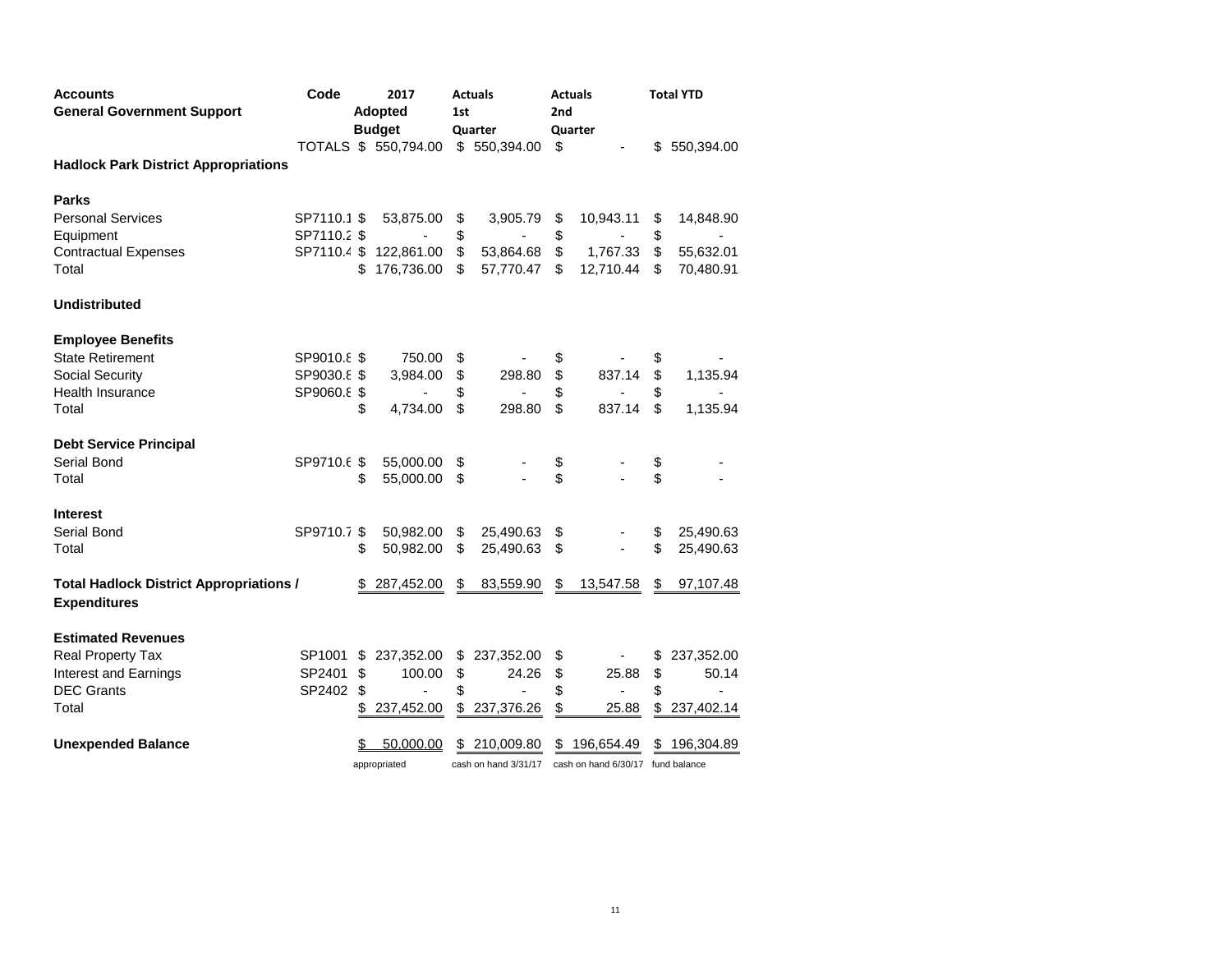| Accounts<br>General Government Support | Code | 2017 Adopted Budget | Actuals 1st Quarter | Actuals 2nd Quarter | Total YTD |
|---|---|---|---|---|---|
| | TOTALS | $ 550,794.00 | $ 550,394.00 | $ - | $ 550,394.00 |
| **Hadlock Park District Appropriations** | | | | | |
| | | | | | |
| **Parks** | | | | | |
| Personal Services | SP7110.1 | $ 53,875.00 | $ 3,905.79 | $ 10,943.11 | $ 14,848.90 |
| Equipment | SP7110.2 | $ - | $ - | $ - | $ - |
| Contractual Expenses | SP7110.4 | $ 122,861.00 | $ 53,864.68 | $ 1,767.33 | $ 55,632.01 |
| Total | | $ 176,736.00 | $ 57,770.47 | $ 12,710.44 | $ 70,480.91 |
| | | | | | |
| **Undistributed** | | | | | |
| | | | | | |
| **Employee Benefits** | | | | | |
| State Retirement | SP9010.8 | $ 750.00 | $ - | $ - | $ - |
| Social Security | SP9030.8 | $ 3,984.00 | $ 298.80 | $ 837.14 | $ 1,135.94 |
| Health Insurance | SP9060.8 | $ - | $ - | $ - | $ - |
| Total | | $ 4,734.00 | $ 298.80 | $ 837.14 | $ 1,135.94 |
| | | | | | |
| **Debt Service Principal** | | | | | |
| Serial Bond | SP9710.6 | $ 55,000.00 | $ - | $ - | $ - |
| Total | | $ 55,000.00 | $ - | $ - | $ - |
| | | | | | |
| **Interest** | | | | | |
| Serial Bond | SP9710.7 | $ 50,982.00 | $ 25,490.63 | $ - | $ 25,490.63 |
| Total | | $ 50,982.00 | $ 25,490.63 | $ - | $ 25,490.63 |
| | | | | | |
| **Total Hadlock District Appropriations / Expenditures** | | $ 287,452.00 | $ 83,559.90 | $ 13,547.58 | $ 97,107.48 |
| | | | | | |
| **Estimated Revenues** | | | | | |
| Real Property Tax | SP1001 | $ 237,352.00 | $ 237,352.00 | $ - | $ 237,352.00 |
| Interest and Earnings | SP2401 | $ 100.00 | $ 24.26 | $ 25.88 | $ 50.14 |
| DEC Grants | SP2402 | $ - | $ - | $ - | $ - |
| Total | | $ 237,452.00 | $ 237,376.26 | $ 25.88 | $ 237,402.14 |
| | | | | | |
| **Unexpended Balance** | | $ 50,000.00 | $ 210,009.80 | $ 196,654.49 | $ 196,304.89 |
| | | appropriated | cash on hand 3/31/17 | cash on hand 6/30/17 | fund balance |